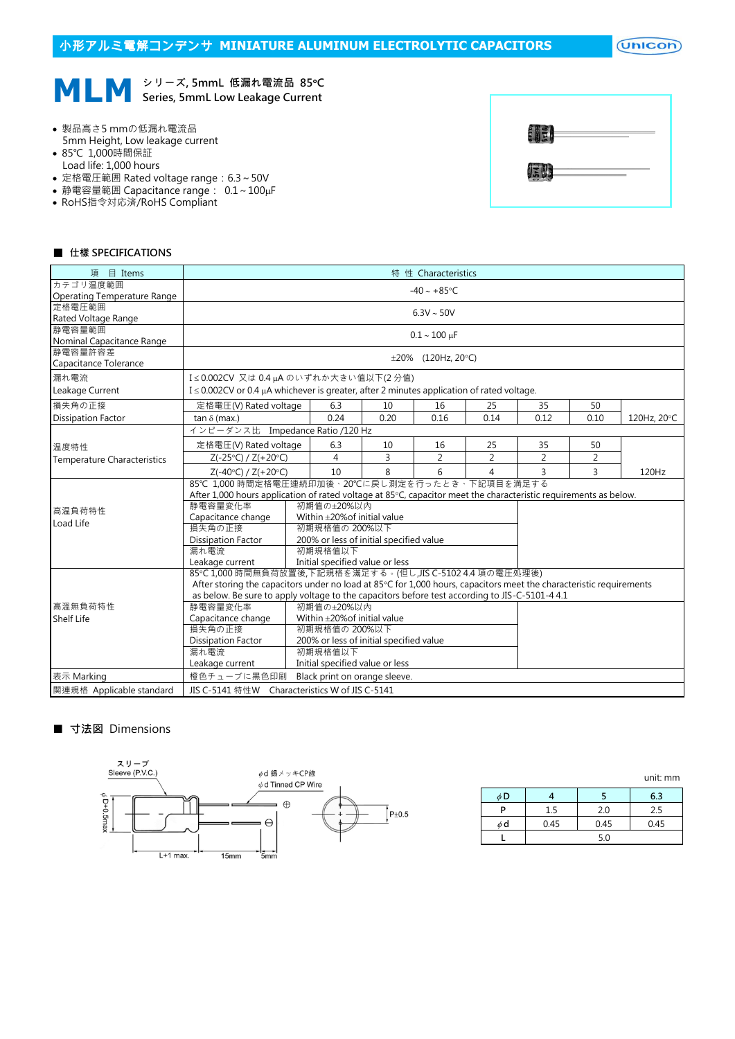小形アルミ電解コンデンサ MINIATURE ALUMINUM ELECTROLYTIC CAPACITORS

# MLM シリーズ, 5mmL 低漏れ電流品 85°C
Series, 5mmL Low Leakage Current

- 製品高さ5 mmの低漏れ電流品
  5mm Height, Low leakage current
- 85℃ 1,000時間保証
  Load life: 1,000 hours
- 定格電圧範囲 Rated voltage range：6.3 ~ 50V
- 静電容量範囲 Capacitance range： 0.1 ~ 100µF
- RoHS指令対応済/RoHS Compliant

## ■ 仕様 SPECIFICATIONS

| 項 目 Items | 特 性 Characteristics | | | | | | | |
|---|---|---|---|---|---|---|---|---|
| カテゴリ温度範囲 Operating Temperature Range | -40 ~ +85°C | | | | | | | |
| 定格電圧範囲 Rated Voltage Range | 6.3V ~ 50V | | | | | | | |
| 静電容量範囲 Nominal Capacitance Range | 0.1 ~ 100 µF | | | | | | | |
| 静電容量許容差 Capacitance Tolerance | ±20% (120Hz, 20°C) | | | | | | | |
| 漏れ電流 Leakage Current | I ≤ 0.002CV 又は 0.4 µA のいずれか大きい値以下(2 分値) I ≤ 0.002CV or 0.4 µA whichever is greater, after 2 minutes application of rated voltage. | | | | | | | |
| 損失角の正接 Dissipation Factor | 定格電圧(V) Rated voltage | 6.3 | 10 | 16 | 25 | 35 | 50 | |
| | tan δ (max.) | 0.24 | 0.20 | 0.16 | 0.14 | 0.12 | 0.10 | 120Hz, 20°C |
| 温度特性 Temperature Characteristics | インピーダンス比 Impedance Ratio /120 Hz | | | | | | | |
| | 定格電圧(V) Rated voltage | 6.3 | 10 | 16 | 25 | 35 | 50 | |
| | Z(-25°C) / Z(+20°C) | 4 | 3 | 2 | 2 | 2 | 2 | |
| | Z(-40°C) / Z(+20°C) | 10 | 8 | 6 | 4 | 3 | 3 | 120Hz |
| 高温負荷特性 Load Life | 85℃ 1,000 時間定格電圧連続印加後、20℃に戻し測定を行ったとき、下記項目を満足する After 1,000 hours application of rated voltage at 85°C, capacitor meet the characteristic requirements as below. | | | | | | | |
| | 静電容量変化率 Capacitance change | 初期値の±20%以内 Within ±20%of initial value | | | | | | |
| | 損失角の正接 Dissipation Factor | 初期規格値の 200%以下 200% or less of initial specified value | | | | | | |
| | 漏れ電流 Leakage current | 初期規格値以下 Initial specified value or less | | | | | | |
| 高温無負荷特性 Shelf Life | 85°C 1,000 時間無負荷放置後,下記規格を満足する。(但し,JIS C-5102 4.4 項の電圧処理後) After storing the capacitors under no load at 85°C for 1,000 hours, capacitors meet the characteristic requirements as below. Be sure to apply voltage to the capacitors before test according to JIS-C-5101-4 4.1 | | | | | | | |
| | 静電容量変化率 Capacitance change | 初期値の±20%以内 Within ±20%of initial value | | | | | | |
| | 損失角の正接 Dissipation Factor | 初期規格値の 200%以下 200% or less of initial specified value | | | | | | |
| | 漏れ電流 Leakage current | 初期規格値以下 Initial specified value or less | | | | | | |
| 表示 Marking | 橙色チューブに黒色印刷 Black print on orange sleeve. | | | | | | | |
| 関連規格 Applicable standard | JIS C-5141 特性W Characteristics W of JIS C-5141 | | | | | | | |

## ■ 寸法図 Dimensions

スリーブ Sleeve (P.V.C.)
φd 錫メッキCP線 φd Tinned CP Wire
φD+0.5max　L+1 max.　15mm　5mm　P±0.5

unit: mm

| φD | 4 | 5 | 6.3 |
|---|---|---|---|
| P | 1.5 | 2.0 | 2.5 |
| φd | 0.45 | 0.45 | 0.45 |
| L | 5.0 | | |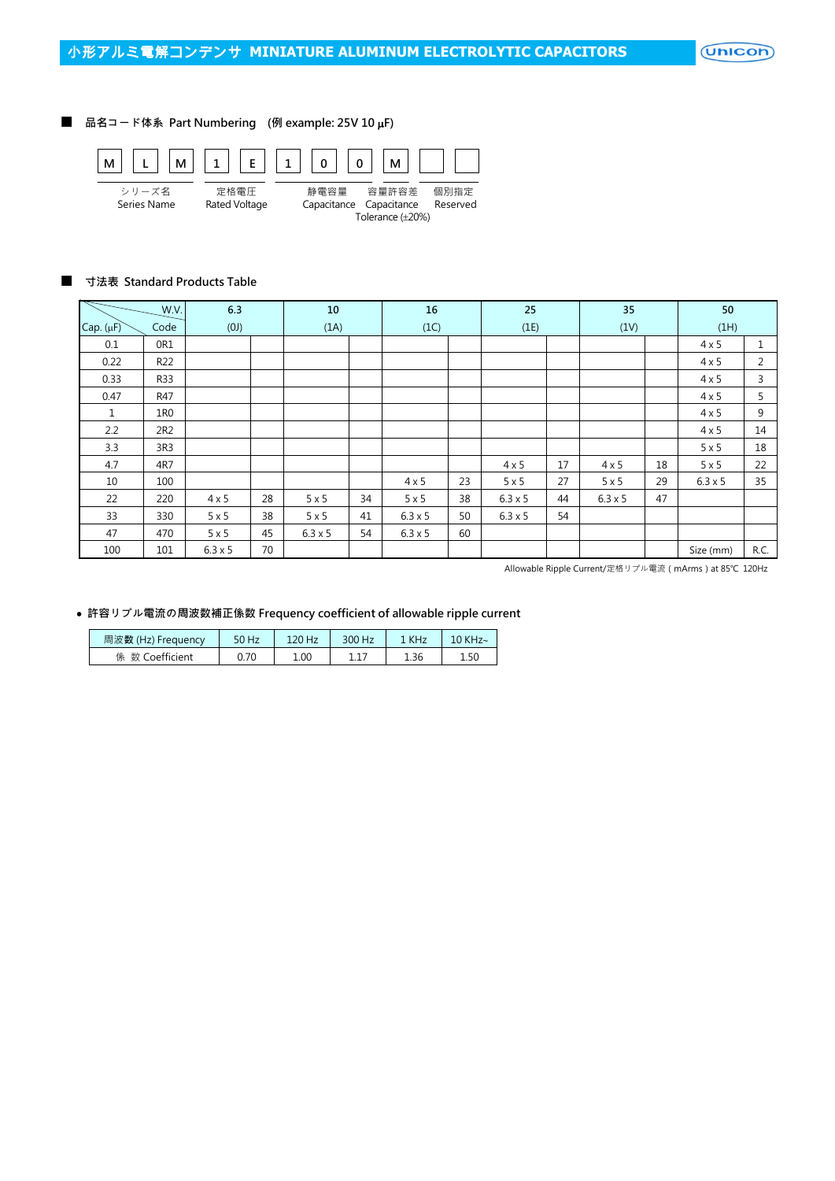# 小形アルミ電解コンデンサ MINIATURE ALUMINUM ELECTROLYTIC CAPACITORS

## ■ 品名コード体系 Part Numbering (例 example: 25V 10 μF)

| M | L | M | 1 | E | 1 | 0 | 0 | M | | |
|---|---|---|---|---|---|---|---|---|---|---|
| シリーズ名 Series Name | | | 定格電圧 Rated Voltage | | 静電容量 Capacitance | | | 容量許容差 Capacitance Tolerance (±20%) | 個別指定 Reserved | |

## ■ 寸法表 Standard Products Table

| W.V. | | 6.3 | | 10 | | 16 | | 25 | | 35 | | 50 | |
|---|---|---|---|---|---|---|---|---|---|---|---|---|---|
| Cap. (μF) | Code | (0J) | | (1A) | | (1C) | | (1E) | | (1V) | | (1H) | |
| 0.1 | 0R1 | | | | | | | | | | | 4 x 5 | 1 |
| 0.22 | R22 | | | | | | | | | | | 4 x 5 | 2 |
| 0.33 | R33 | | | | | | | | | | | 4 x 5 | 3 |
| 0.47 | R47 | | | | | | | | | | | 4 x 5 | 5 |
| 1 | 1R0 | | | | | | | | | | | 4 x 5 | 9 |
| 2.2 | 2R2 | | | | | | | | | | | 4 x 5 | 14 |
| 3.3 | 3R3 | | | | | | | | | | | 5 x 5 | 18 |
| 4.7 | 4R7 | | | | | | | 4 x 5 | 17 | 4 x 5 | 18 | 5 x 5 | 22 |
| 10 | 100 | | | | | 4 x 5 | 23 | 5 x 5 | 27 | 5 x 5 | 29 | 6.3 x 5 | 35 |
| 22 | 220 | 4 x 5 | 28 | 5 x 5 | 34 | 5 x 5 | 38 | 6.3 x 5 | 44 | 6.3 x 5 | 47 | | |
| 33 | 330 | 5 x 5 | 38 | 5 x 5 | 41 | 6.3 x 5 | 50 | 6.3 x 5 | 54 | | | | |
| 47 | 470 | 5 x 5 | 45 | 6.3 x 5 | 54 | 6.3 x 5 | 60 | | | | | | |
| 100 | 101 | 6.3 x 5 | 70 | | | | | | | | | Size (mm) | R.C. |

Allowable Ripple Current/定格リプル電流 ( mArms ) at 85℃ 120Hz

- **許容リプル電流の周波数補正係数 Frequency coefficient of allowable ripple current**

| 周波数 (Hz) Frequency | 50 Hz | 120 Hz | 300 Hz | 1 KHz | 10 KHz~ |
|---|---|---|---|---|---|
| 係 数 Coefficient | 0.70 | 1.00 | 1.17 | 1.36 | 1.50 |